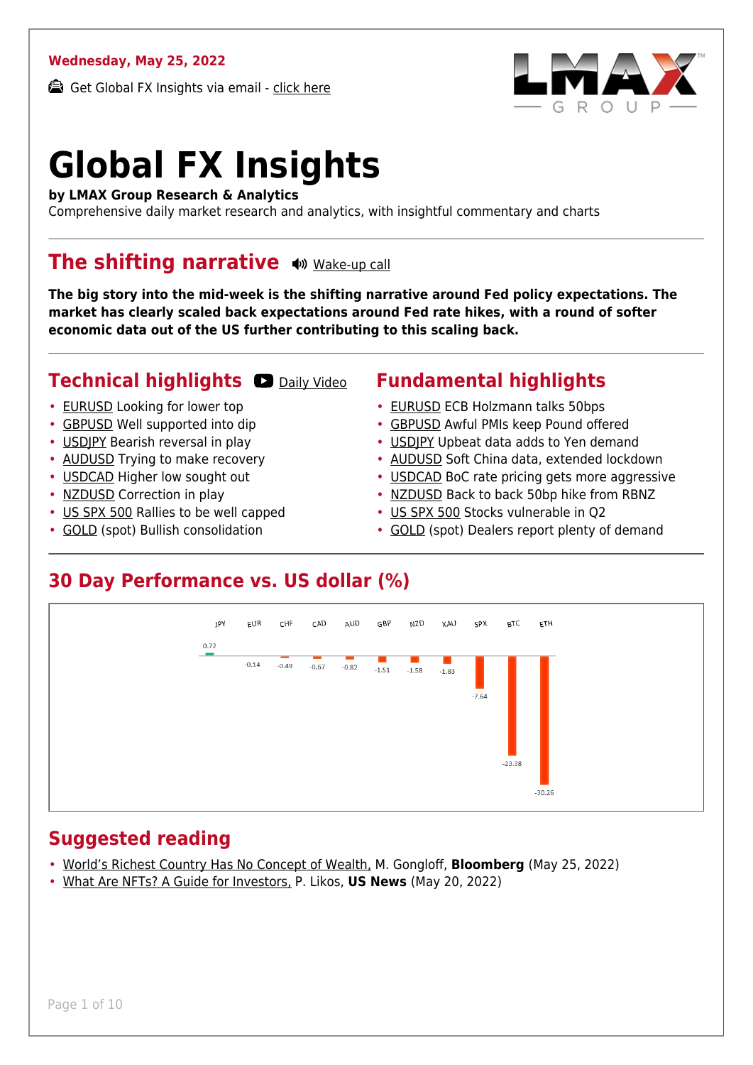**Wednesday, May 25, 2022**

Get Global FX Insights via email - click here

# Global FX Insights

**by LMAX Group Research & Analytics**

Comprehensive daily market research and analytics, with insightful commentary and charts

## The shifting narrative

Wake-up call

**The big story into the mid-week is the shifting narrative around Fed policy expectations. The market has clearly scaled back expectations around Fed rate hikes, with a round of softer economic data out of the US further contributing to this scaling back.**

## Technical highlights

Daily Video

- EURUSD Looking for lower top
- GBPUSD Well supported into dip
- USDJPY Bearish reversal in play
- AUDUSD Trying to make recovery
- USDCAD Higher low sought out
- NZDUSD Correction in play
- US SPX 500 Rallies to be well capped
- GOLD (spot) Bullish consolidation

## Fundamental highlights

- EURUSD ECB Holzmann talks 50bps
- GBPUSD Awful PMIs keep Pound offered
- USDJPY Upbeat data adds to Yen demand
- AUDUSD Soft China data, extended lockdown
- USDCAD BoC rate pricing gets more aggressive
- NZDUSD Back to back 50bp hike from RBNZ
- US SPX 500 Stocks vulnerable in Q2
- GOLD (spot) Dealers report plenty of demand

## 30 Day Performance vs. US dollar (%)

| JPY | EUR | CHF | CAD | AUD | GBP | NZD | XAU | SPX | BTC | ETH |
|---|---|---|---|---|---|---|---|---|---|---|
| 0.72 | -0.14 | -0.49 | -0.67 | -0.82 | -1.51 | -1.58 | -1.83 | -7.64 | -23.38 | -30.26 |

## Suggested reading

- World's Richest Country Has No Concept of Wealth, M. Gongloff, **Bloomberg** (May 25, 2022)
- What Are NFTs? A Guide for Investors, P. Likos, **US News** (May 20, 2022)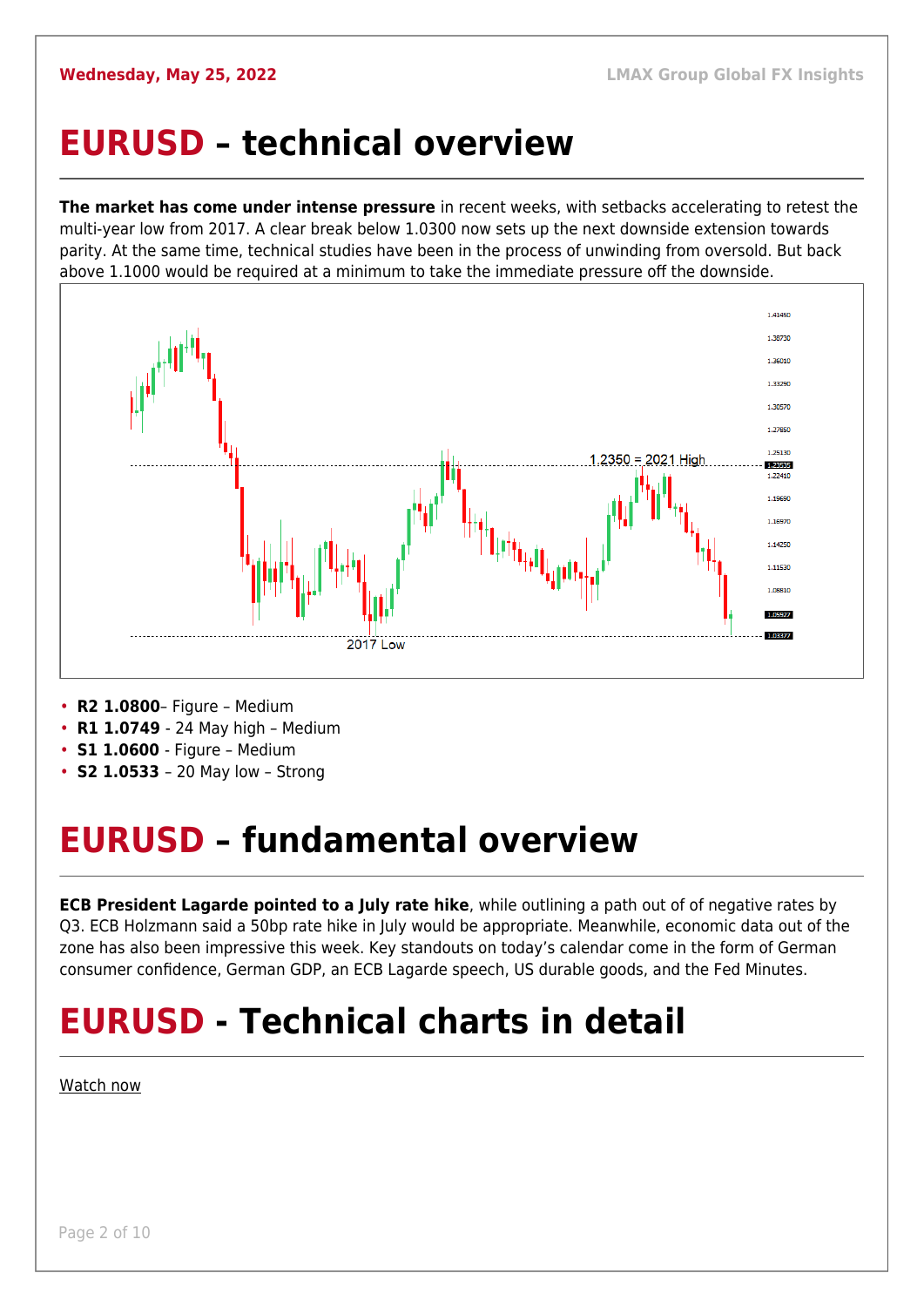# EURUSD – technical overview

**The market has come under intense pressure** in recent weeks, with setbacks accelerating to retest the multi-year low from 2017. A clear break below 1.0300 now sets up the next downside extension towards parity. At the same time, technical studies have been in the process of unwinding from oversold. But back above 1.1000 would be required at a minimum to take the immediate pressure off the downside.

- **R2 1.0800**– Figure – Medium
- **R1 1.0749** - 24 May high – Medium
- **S1 1.0600** - Figure – Medium
- **S2 1.0533** – 20 May low – Strong

# EURUSD – fundamental overview

**ECB President Lagarde pointed to a July rate hike**, while outlining a path out of of negative rates by Q3. ECB Holzmann said a 50bp rate hike in July would be appropriate. Meanwhile, economic data out of the zone has also been impressive this week. Key standouts on today's calendar come in the form of German consumer confidence, German GDP, an ECB Lagarde speech, US durable goods, and the Fed Minutes.

# EURUSD - Technical charts in detail

Watch now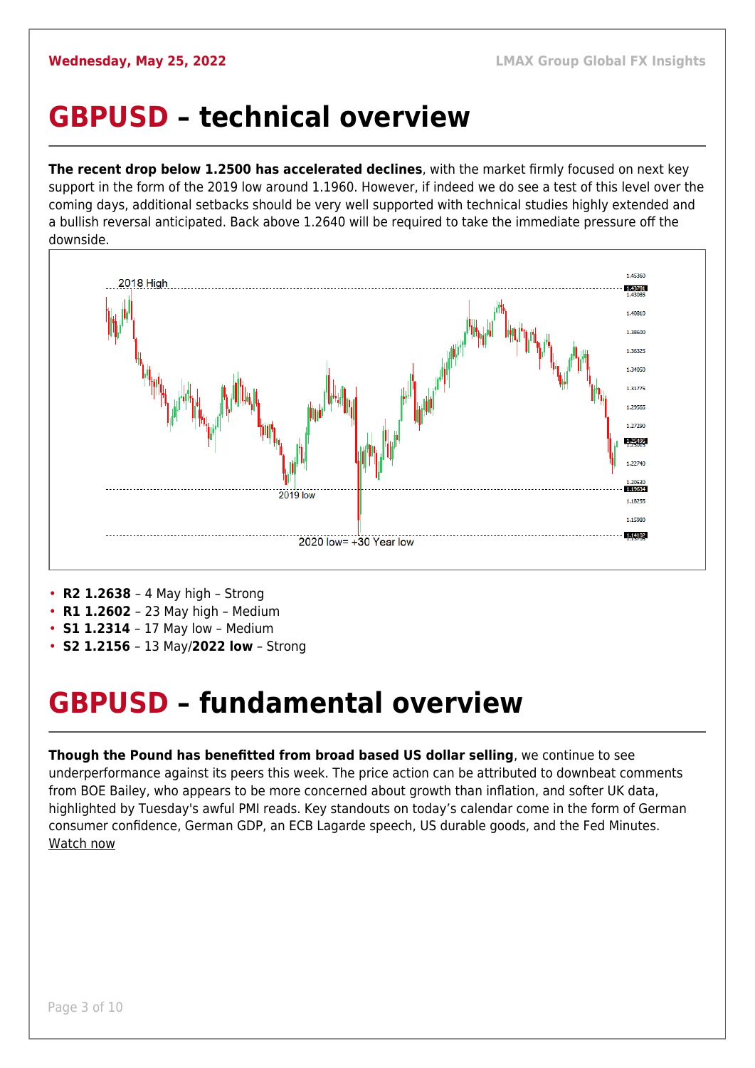# GBPUSD – technical overview

**The recent drop below 1.2500 has accelerated declines**, with the market firmly focused on next key support in the form of the 2019 low around 1.1960. However, if indeed we do see a test of this level over the coming days, additional setbacks should be very well supported with technical studies highly extended and a bullish reversal anticipated. Back above 1.2640 will be required to take the immediate pressure off the downside.

- **R2 1.2638** – 4 May high – Strong
- **R1 1.2602** – 23 May high – Medium
- **S1 1.2314** – 17 May low – Medium
- **S2 1.2156** – 13 May/**2022 low** – Strong

# GBPUSD – fundamental overview

**Though the Pound has benefitted from broad based US dollar selling**, we continue to see underperformance against its peers this week. The price action can be attributed to downbeat comments from BOE Bailey, who appears to be more concerned about growth than inflation, and softer UK data, highlighted by Tuesday's awful PMI reads. Key standouts on today's calendar come in the form of German consumer confidence, German GDP, an ECB Lagarde speech, US durable goods, and the Fed Minutes. Watch now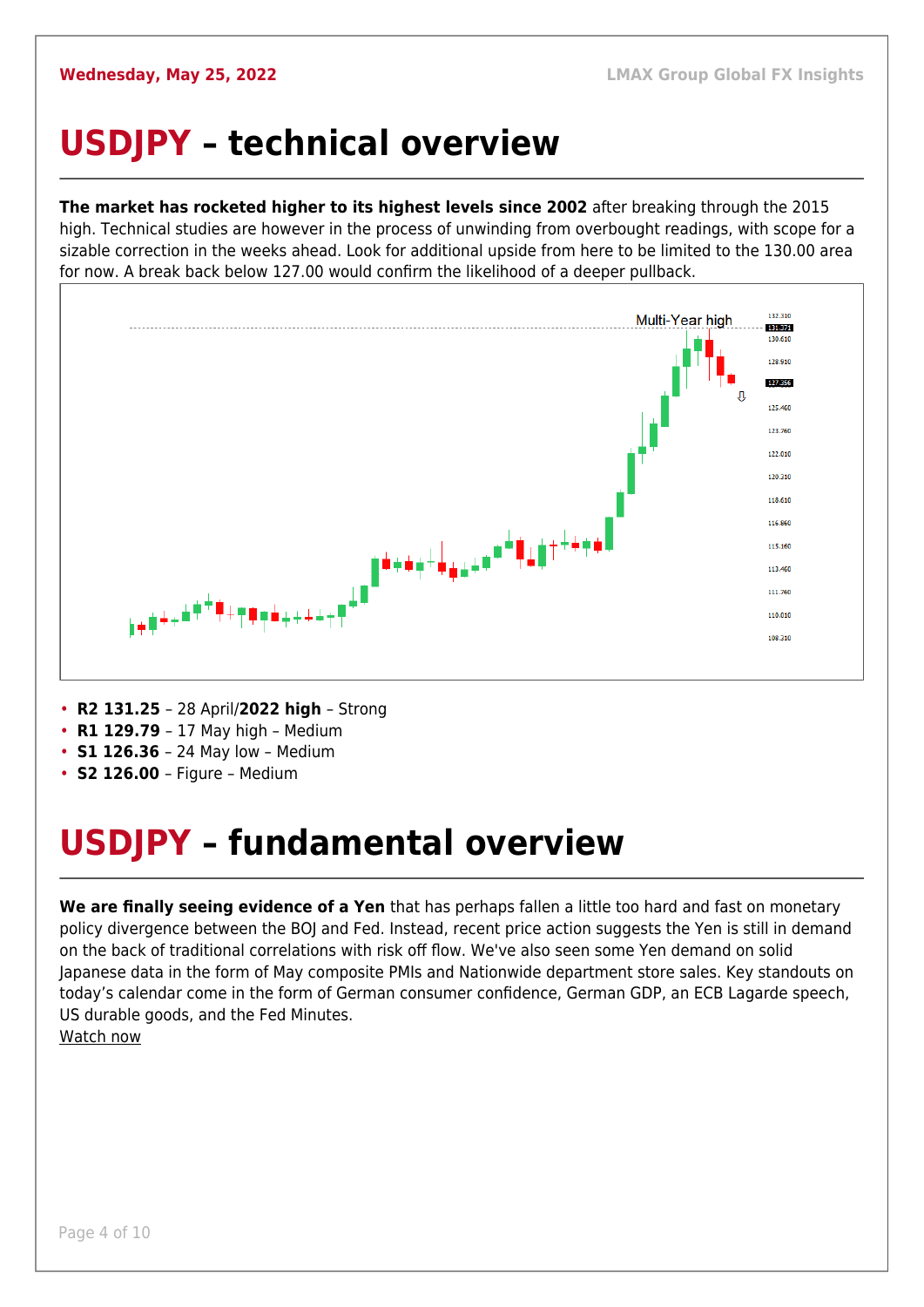# USDJPY – technical overview

**The market has rocketed higher to its highest levels since 2002** after breaking through the 2015 high. Technical studies are however in the process of unwinding from overbought readings, with scope for a sizable correction in the weeks ahead. Look for additional upside from here to be limited to the 130.00 area for now. A break back below 127.00 would confirm the likelihood of a deeper pullback.

- **R2 131.25** – 28 April/**2022 high** – Strong
- **R1 129.79** – 17 May high – Medium
- **S1 126.36** – 24 May low – Medium
- **S2 126.00** – Figure – Medium

# USDJPY – fundamental overview

**We are finally seeing evidence of a Yen** that has perhaps fallen a little too hard and fast on monetary policy divergence between the BOJ and Fed. Instead, recent price action suggests the Yen is still in demand on the back of traditional correlations with risk off flow. We've also seen some Yen demand on solid Japanese data in the form of May composite PMIs and Nationwide department store sales. Key standouts on today's calendar come in the form of German consumer confidence, German GDP, an ECB Lagarde speech, US durable goods, and the Fed Minutes.

Watch now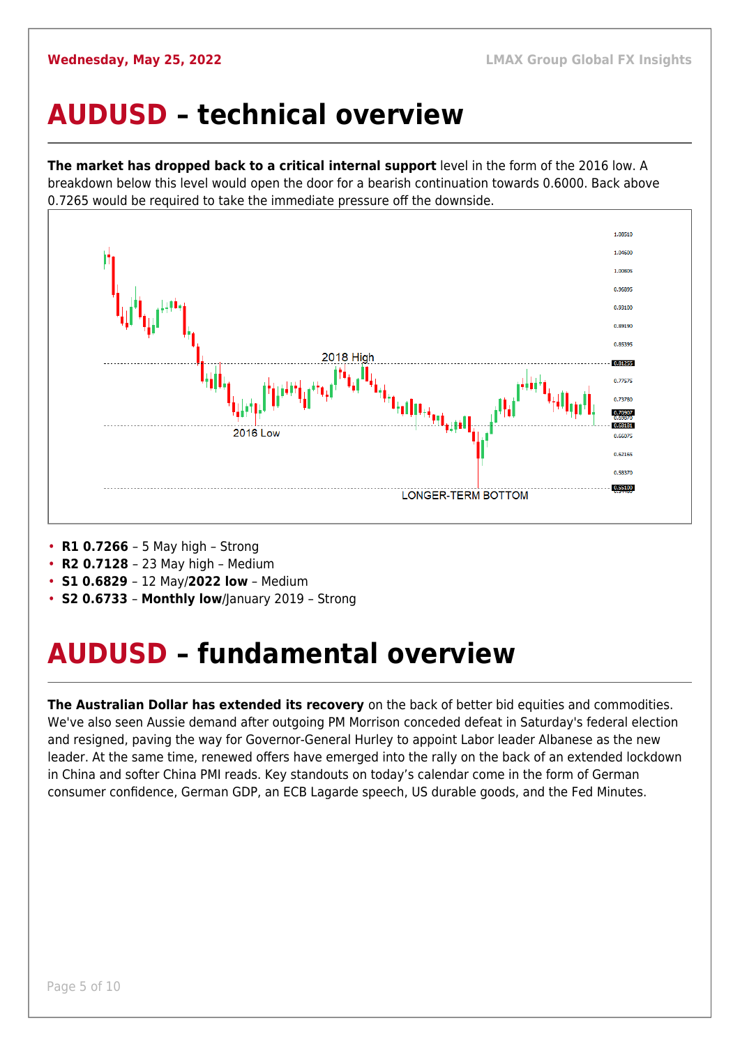# AUDUSD – technical overview

**The market has dropped back to a critical internal support** level in the form of the 2016 low. A breakdown below this level would open the door for a bearish continuation towards 0.6000. Back above 0.7265 would be required to take the immediate pressure off the downside.

- **R1 0.7266** – 5 May high – Strong
- **R2 0.7128** – 23 May high – Medium
- **S1 0.6829** – 12 May/**2022 low** – Medium
- **S2 0.6733** – **Monthly low**/January 2019 – Strong

# AUDUSD – fundamental overview

**The Australian Dollar has extended its recovery** on the back of better bid equities and commodities. We've also seen Aussie demand after outgoing PM Morrison conceded defeat in Saturday's federal election and resigned, paving the way for Governor-General Hurley to appoint Labor leader Albanese as the new leader. At the same time, renewed offers have emerged into the rally on the back of an extended lockdown in China and softer China PMI reads. Key standouts on today's calendar come in the form of German consumer confidence, German GDP, an ECB Lagarde speech, US durable goods, and the Fed Minutes.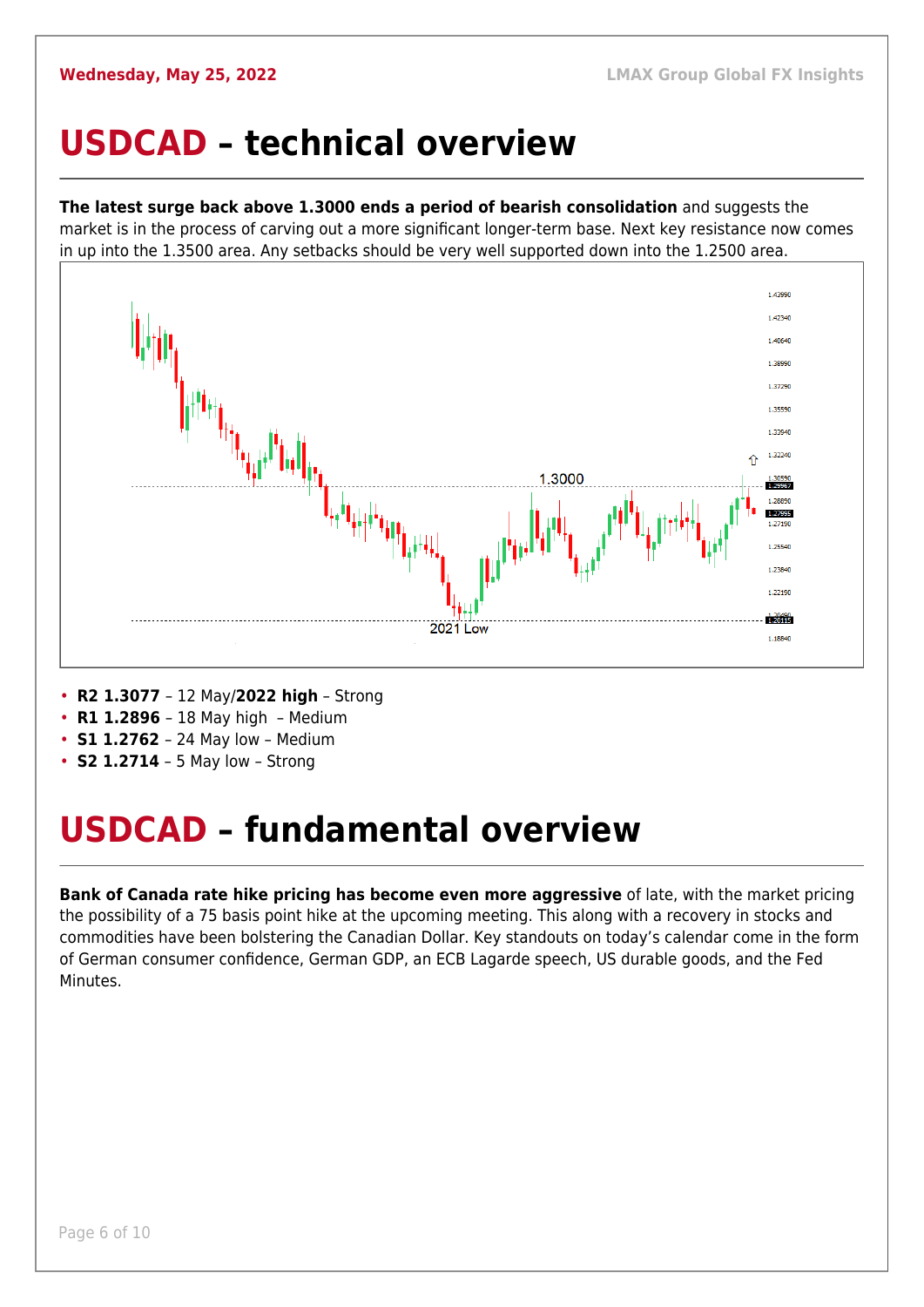# USDCAD – technical overview

**The latest surge back above 1.3000 ends a period of bearish consolidation** and suggests the market is in the process of carving out a more significant longer-term base. Next key resistance now comes in up into the 1.3500 area. Any setbacks should be very well supported down into the 1.2500 area.

- **R2 1.3077** – 12 May/**2022 high** – Strong
- **R1 1.2896** – 18 May high – Medium
- **S1 1.2762** – 24 May low – Medium
- **S2 1.2714** – 5 May low – Strong

# USDCAD – fundamental overview

**Bank of Canada rate hike pricing has become even more aggressive** of late, with the market pricing the possibility of a 75 basis point hike at the upcoming meeting. This along with a recovery in stocks and commodities have been bolstering the Canadian Dollar. Key standouts on today's calendar come in the form of German consumer confidence, German GDP, an ECB Lagarde speech, US durable goods, and the Fed Minutes.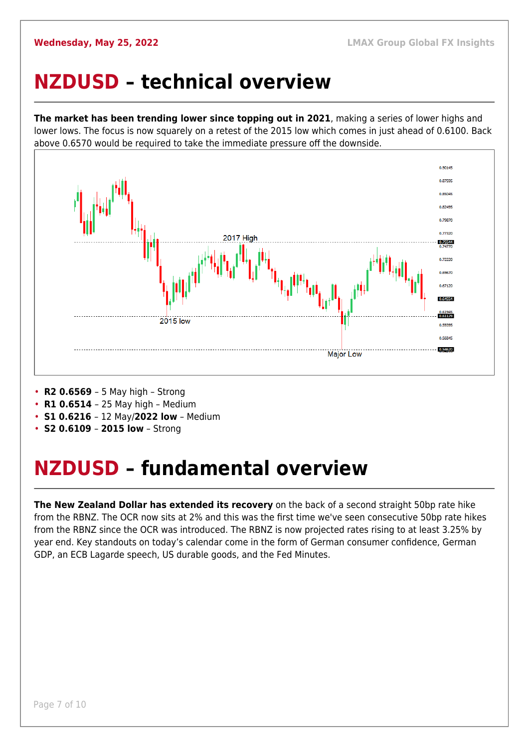# **NZDUSD** – technical overview

**The market has been trending lower since topping out in 2021**, making a series of lower highs and lower lows. The focus is now squarely on a retest of the 2015 low which comes in just ahead of 0.6100. Back above 0.6570 would be required to take the immediate pressure off the downside.

- **R2 0.6569** – 5 May high – Strong
- **R1 0.6514** – 25 May high – Medium
- **S1 0.6216** – 12 May/**2022 low** – Medium
- **S2 0.6109** – **2015 low** – Strong

# **NZDUSD** – fundamental overview

**The New Zealand Dollar has extended its recovery** on the back of a second straight 50bp rate hike from the RBNZ. The OCR now sits at 2% and this was the first time we've seen consecutive 50bp rate hikes from the RBNZ since the OCR was introduced. The RBNZ is now projected rates rising to at least 3.25% by year end. Key standouts on today's calendar come in the form of German consumer confidence, German GDP, an ECB Lagarde speech, US durable goods, and the Fed Minutes.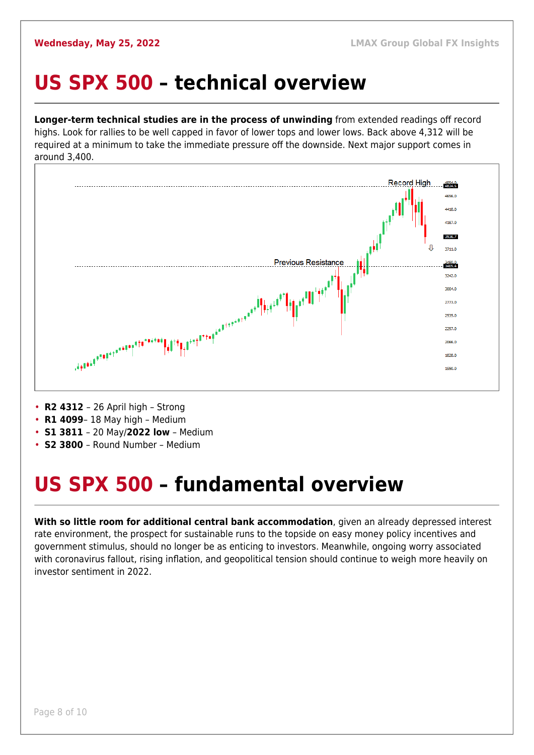# US SPX 500 – technical overview

**Longer-term technical studies are in the process of unwinding** from extended readings off record highs. Look for rallies to be well capped in favor of lower tops and lower lows. Back above 4,312 will be required at a minimum to take the immediate pressure off the downside. Next major support comes in around 3,400.

- **R2 4312** – 26 April high – Strong
- **R1 4099**– 18 May high – Medium
- **S1 3811** – 20 May/**2022 low** – Medium
- **S2 3800** – Round Number – Medium

# US SPX 500 – fundamental overview

**With so little room for additional central bank accommodation**, given an already depressed interest rate environment, the prospect for sustainable runs to the topside on easy money policy incentives and government stimulus, should no longer be as enticing to investors. Meanwhile, ongoing worry associated with coronavirus fallout, rising inflation, and geopolitical tension should continue to weigh more heavily on investor sentiment in 2022.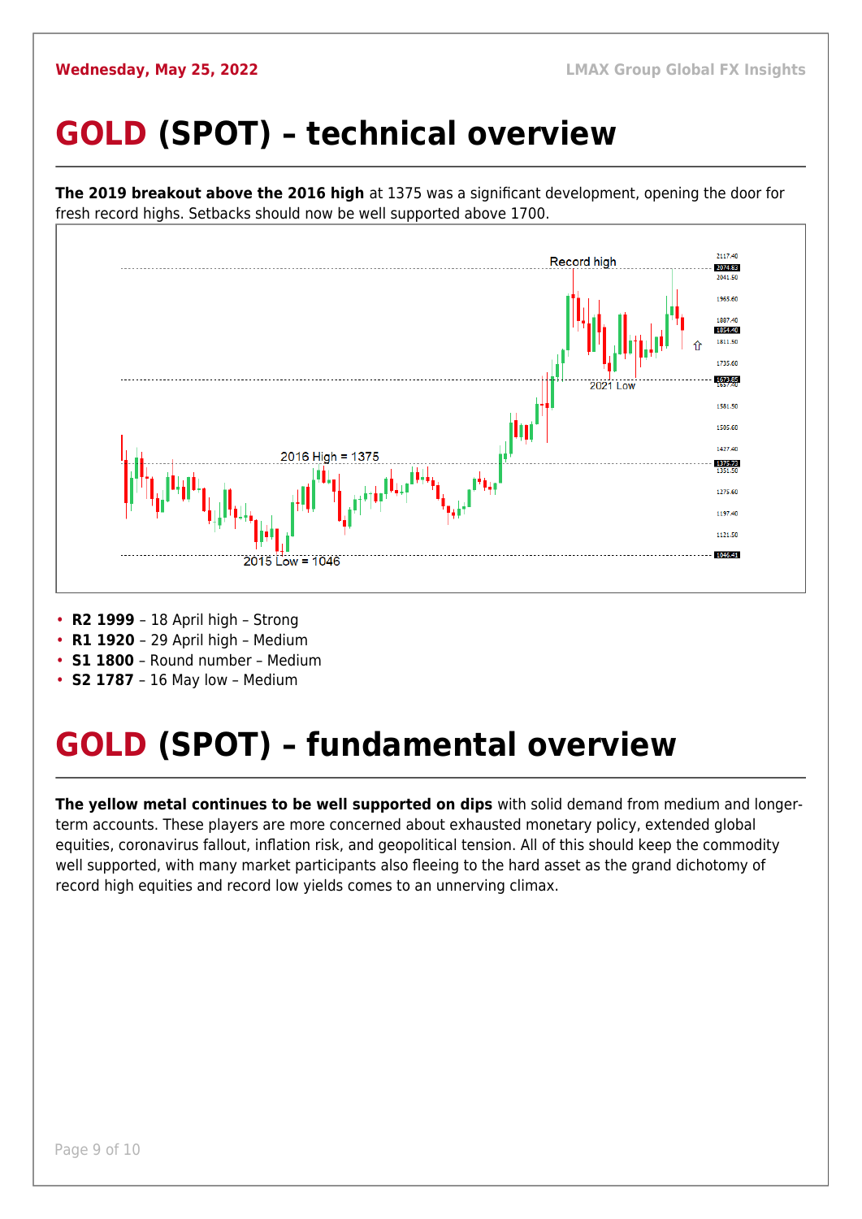# **GOLD** (SPOT) – technical overview

**The 2019 breakout above the 2016 high** at 1375 was a significant development, opening the door for fresh record highs. Setbacks should now be well supported above 1700.

- **R2 1999** – 18 April high – Strong
- **R1 1920** – 29 April high – Medium
- **S1 1800** – Round number – Medium
- **S2 1787** – 16 May low – Medium

# **GOLD** (SPOT) – fundamental overview

**The yellow metal continues to be well supported on dips** with solid demand from medium and longer-term accounts. These players are more concerned about exhausted monetary policy, extended global equities, coronavirus fallout, inflation risk, and geopolitical tension. All of this should keep the commodity well supported, with many market participants also fleeing to the hard asset as the grand dichotomy of record high equities and record low yields comes to an unnerving climax.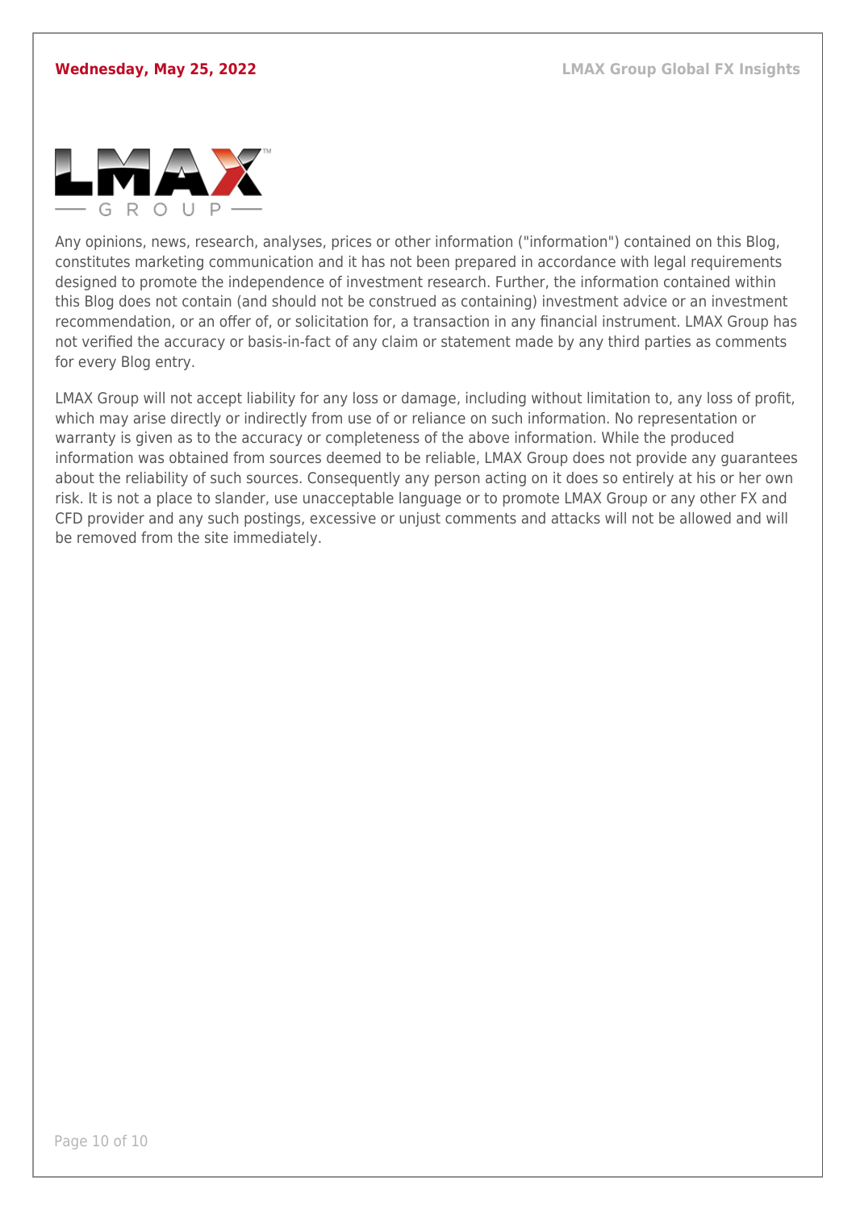Any opinions, news, research, analyses, prices or other information ("information") contained on this Blog, constitutes marketing communication and it has not been prepared in accordance with legal requirements designed to promote the independence of investment research. Further, the information contained within this Blog does not contain (and should not be construed as containing) investment advice or an investment recommendation, or an offer of, or solicitation for, a transaction in any financial instrument. LMAX Group has not verified the accuracy or basis-in-fact of any claim or statement made by any third parties as comments for every Blog entry.

LMAX Group will not accept liability for any loss or damage, including without limitation to, any loss of profit, which may arise directly or indirectly from use of or reliance on such information. No representation or warranty is given as to the accuracy or completeness of the above information. While the produced information was obtained from sources deemed to be reliable, LMAX Group does not provide any guarantees about the reliability of such sources. Consequently any person acting on it does so entirely at his or her own risk. It is not a place to slander, use unacceptable language or to promote LMAX Group or any other FX and CFD provider and any such postings, excessive or unjust comments and attacks will not be allowed and will be removed from the site immediately.